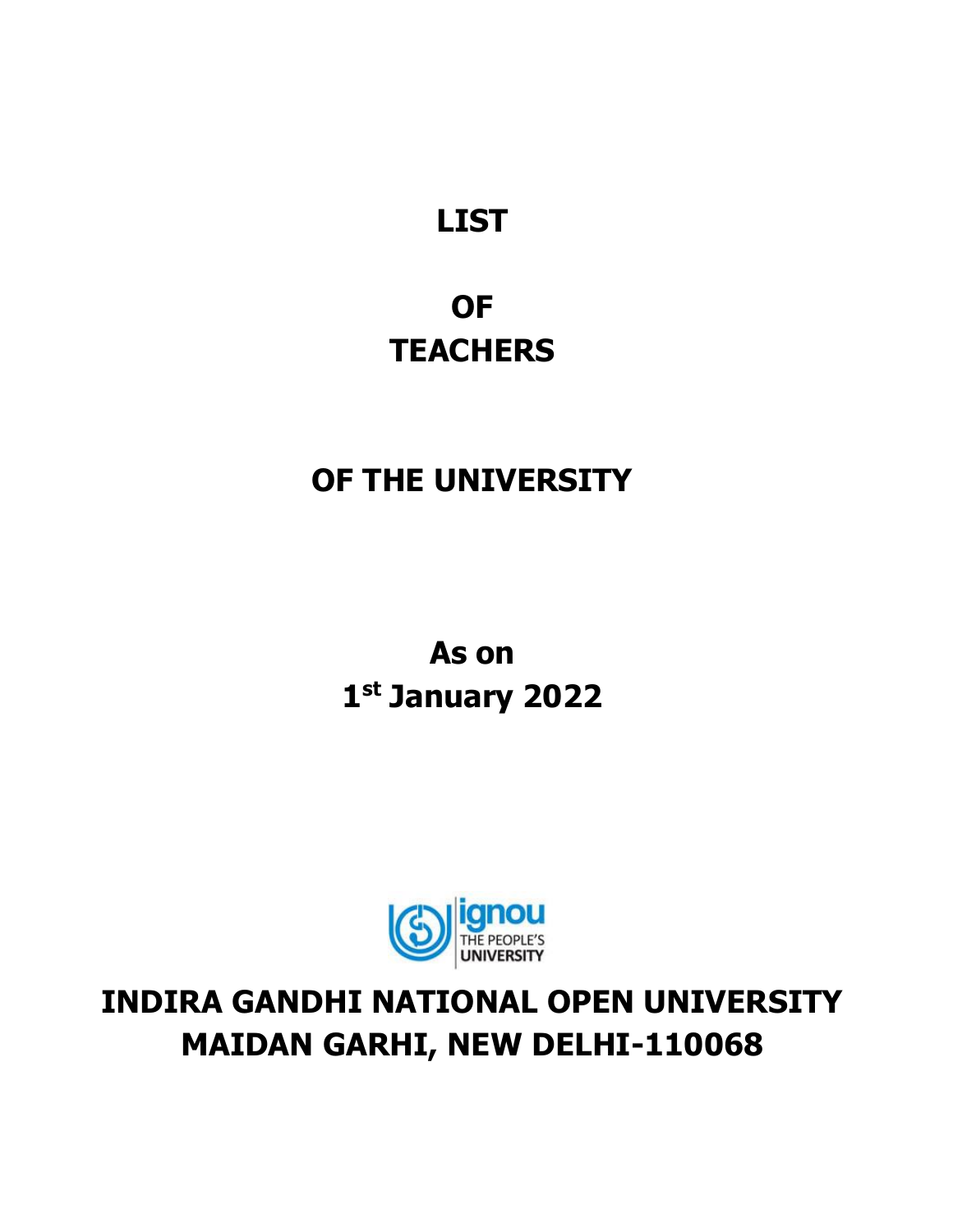# LIST

# OF
# TEACHERS

# OF THE UNIVERSITY

## As on
## 1st January 2022

ignou
THE PEOPLE'S
UNIVERSITY

# INDIRA GANDHI NATIONAL OPEN UNIVERSITY
# MAIDAN GARHI, NEW DELHI-110068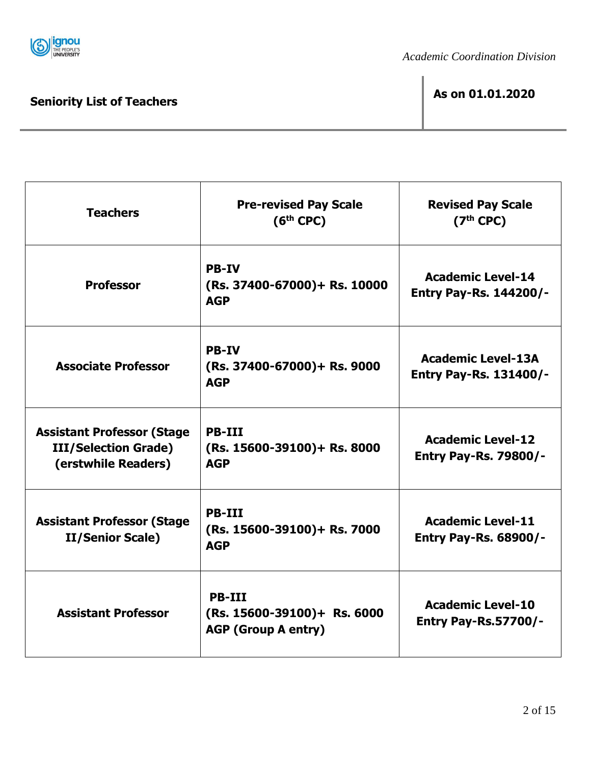*Academic Coordination Division*

**Seniority List of Teachers**

**As on 01.01.2020**

| Teachers | Pre-revised Pay Scale (6th CPC) | Revised Pay Scale (7th CPC) |
|---|---|---|
| **Professor** | **PB-IV (Rs. 37400-67000)+ Rs. 10000 AGP** | **Academic Level-14 Entry Pay-Rs. 144200/-** |
| **Associate Professor** | **PB-IV (Rs. 37400-67000)+ Rs. 9000 AGP** | **Academic Level-13A Entry Pay-Rs. 131400/-** |
| **Assistant Professor (Stage III/Selection Grade) (erstwhile Readers)** | **PB-III (Rs. 15600-39100)+ Rs. 8000 AGP** | **Academic Level-12 Entry Pay-Rs. 79800/-** |
| **Assistant Professor (Stage II/Senior Scale)** | **PB-III (Rs. 15600-39100)+ Rs. 7000 AGP** | **Academic Level-11 Entry Pay-Rs. 68900/-** |
| **Assistant Professor** | **PB-III (Rs. 15600-39100)+ Rs. 6000 AGP (Group A entry)** | **Academic Level-10 Entry Pay-Rs.57700/-** |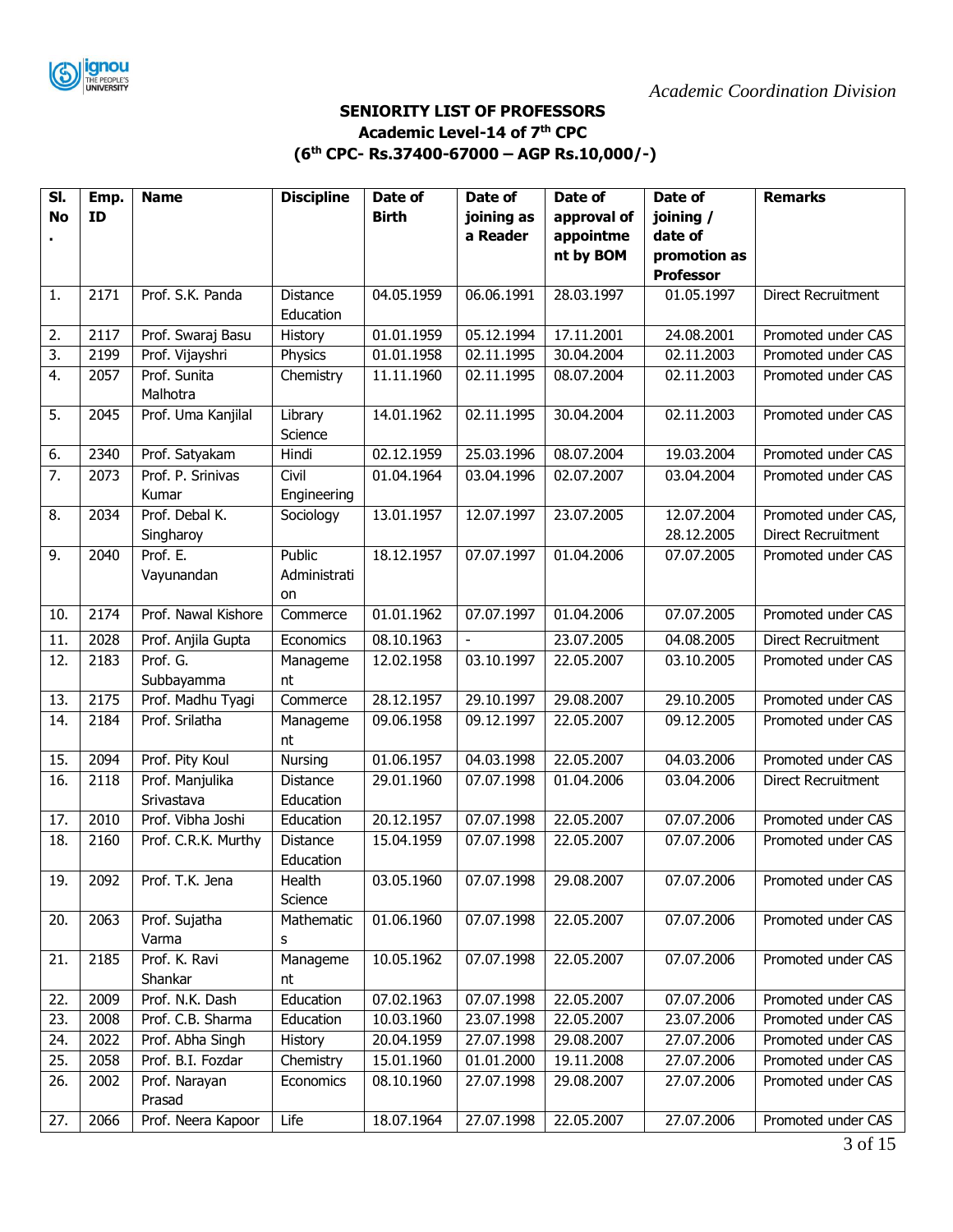*Academic Coordination Division*

## SENIORITY LIST OF PROFESSORS
### Academic Level-14 of 7th CPC
### (6th CPC- Rs.37400-67000 – AGP Rs.10,000/-)

| Sl. No. | Emp. ID | Name | Discipline | Date of Birth | Date of joining as a Reader | Date of approval of appointment by BOM | Date of joining / date of promotion as Professor | Remarks |
|---|---|---|---|---|---|---|---|---|
| 1. | 2171 | Prof. S.K. Panda | Distance Education | 04.05.1959 | 06.06.1991 | 28.03.1997 | 01.05.1997 | Direct Recruitment |
| 2. | 2117 | Prof. Swaraj Basu | History | 01.01.1959 | 05.12.1994 | 17.11.2001 | 24.08.2001 | Promoted under CAS |
| 3. | 2199 | Prof. Vijayshri | Physics | 01.01.1958 | 02.11.1995 | 30.04.2004 | 02.11.2003 | Promoted under CAS |
| 4. | 2057 | Prof. Sunita Malhotra | Chemistry | 11.11.1960 | 02.11.1995 | 08.07.2004 | 02.11.2003 | Promoted under CAS |
| 5. | 2045 | Prof. Uma Kanjilal | Library Science | 14.01.1962 | 02.11.1995 | 30.04.2004 | 02.11.2003 | Promoted under CAS |
| 6. | 2340 | Prof. Satyakam | Hindi | 02.12.1959 | 25.03.1996 | 08.07.2004 | 19.03.2004 | Promoted under CAS |
| 7. | 2073 | Prof. P. Srinivas Kumar | Civil Engineering | 01.04.1964 | 03.04.1996 | 02.07.2007 | 03.04.2004 | Promoted under CAS |
| 8. | 2034 | Prof. Debal K. Singharoy | Sociology | 13.01.1957 | 12.07.1997 | 23.07.2005 | 12.07.2004 28.12.2005 | Promoted under CAS, Direct Recruitment |
| 9. | 2040 | Prof. E. Vayunandan | Public Administration | 18.12.1957 | 07.07.1997 | 01.04.2006 | 07.07.2005 | Promoted under CAS |
| 10. | 2174 | Prof. Nawal Kishore | Commerce | 01.01.1962 | 07.07.1997 | 01.04.2006 | 07.07.2005 | Promoted under CAS |
| 11. | 2028 | Prof. Anjila Gupta | Economics | 08.10.1963 | - | 23.07.2005 | 04.08.2005 | Direct Recruitment |
| 12. | 2183 | Prof. G. Subbayamma | Management | 12.02.1958 | 03.10.1997 | 22.05.2007 | 03.10.2005 | Promoted under CAS |
| 13. | 2175 | Prof. Madhu Tyagi | Commerce | 28.12.1957 | 29.10.1997 | 29.08.2007 | 29.10.2005 | Promoted under CAS |
| 14. | 2184 | Prof. Srilatha | Management | 09.06.1958 | 09.12.1997 | 22.05.2007 | 09.12.2005 | Promoted under CAS |
| 15. | 2094 | Prof. Pity Koul | Nursing | 01.06.1957 | 04.03.1998 | 22.05.2007 | 04.03.2006 | Promoted under CAS |
| 16. | 2118 | Prof. Manjulika Srivastava | Distance Education | 29.01.1960 | 07.07.1998 | 01.04.2006 | 03.04.2006 | Direct Recruitment |
| 17. | 2010 | Prof. Vibha Joshi | Education | 20.12.1957 | 07.07.1998 | 22.05.2007 | 07.07.2006 | Promoted under CAS |
| 18. | 2160 | Prof. C.R.K. Murthy | Distance Education | 15.04.1959 | 07.07.1998 | 22.05.2007 | 07.07.2006 | Promoted under CAS |
| 19. | 2092 | Prof. T.K. Jena | Health Science | 03.05.1960 | 07.07.1998 | 29.08.2007 | 07.07.2006 | Promoted under CAS |
| 20. | 2063 | Prof. Sujatha Varma | Mathematics | 01.06.1960 | 07.07.1998 | 22.05.2007 | 07.07.2006 | Promoted under CAS |
| 21. | 2185 | Prof. K. Ravi Shankar | Management | 10.05.1962 | 07.07.1998 | 22.05.2007 | 07.07.2006 | Promoted under CAS |
| 22. | 2009 | Prof. N.K. Dash | Education | 07.02.1963 | 07.07.1998 | 22.05.2007 | 07.07.2006 | Promoted under CAS |
| 23. | 2008 | Prof. C.B. Sharma | Education | 10.03.1960 | 23.07.1998 | 22.05.2007 | 23.07.2006 | Promoted under CAS |
| 24. | 2022 | Prof. Abha Singh | History | 20.04.1959 | 27.07.1998 | 29.08.2007 | 27.07.2006 | Promoted under CAS |
| 25. | 2058 | Prof. B.I. Fozdar | Chemistry | 15.01.1960 | 01.01.2000 | 19.11.2008 | 27.07.2006 | Promoted under CAS |
| 26. | 2002 | Prof. Narayan Prasad | Economics | 08.10.1960 | 27.07.1998 | 29.08.2007 | 27.07.2006 | Promoted under CAS |
| 27. | 2066 | Prof. Neera Kapoor | Life | 18.07.1964 | 27.07.1998 | 22.05.2007 | 27.07.2006 | Promoted under CAS |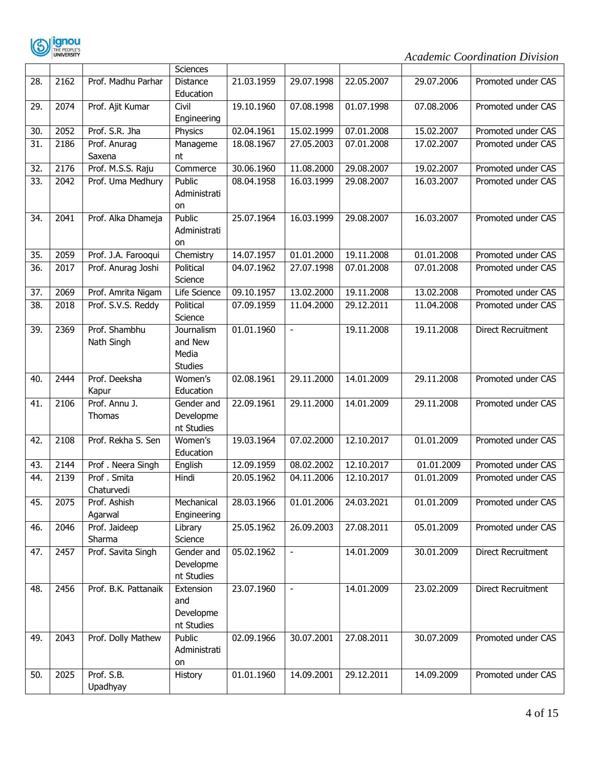| | | | Sciences | | | | | |
|---|---|---|---|---|---|---|---|---|
| 28. | 2162 | Prof. Madhu Parhar | Distance Education | 21.03.1959 | 29.07.1998 | 22.05.2007 | 29.07.2006 | Promoted under CAS |
| 29. | 2074 | Prof. Ajit Kumar | Civil Engineering | 19.10.1960 | 07.08.1998 | 01.07.1998 | 07.08.2006 | Promoted under CAS |
| 30. | 2052 | Prof. S.R. Jha | Physics | 02.04.1961 | 15.02.1999 | 07.01.2008 | 15.02.2007 | Promoted under CAS |
| 31. | 2186 | Prof. Anurag Saxena | Management | 18.08.1967 | 27.05.2003 | 07.01.2008 | 17.02.2007 | Promoted under CAS |
| 32. | 2176 | Prof. M.S.S. Raju | Commerce | 30.06.1960 | 11.08.2000 | 29.08.2007 | 19.02.2007 | Promoted under CAS |
| 33. | 2042 | Prof. Uma Medhury | Public Administration | 08.04.1958 | 16.03.1999 | 29.08.2007 | 16.03.2007 | Promoted under CAS |
| 34. | 2041 | Prof. Alka Dhameja | Public Administration | 25.07.1964 | 16.03.1999 | 29.08.2007 | 16.03.2007 | Promoted under CAS |
| 35. | 2059 | Prof. J.A. Farooqui | Chemistry | 14.07.1957 | 01.01.2000 | 19.11.2008 | 01.01.2008 | Promoted under CAS |
| 36. | 2017 | Prof. Anurag Joshi | Political Science | 04.07.1962 | 27.07.1998 | 07.01.2008 | 07.01.2008 | Promoted under CAS |
| 37. | 2069 | Prof. Amrita Nigam | Life Science | 09.10.1957 | 13.02.2000 | 19.11.2008 | 13.02.2008 | Promoted under CAS |
| 38. | 2018 | Prof. S.V.S. Reddy | Political Science | 07.09.1959 | 11.04.2000 | 29.12.2011 | 11.04.2008 | Promoted under CAS |
| 39. | 2369 | Prof. Shambhu Nath Singh | Journalism and New Media Studies | 01.01.1960 | - | 19.11.2008 | 19.11.2008 | Direct Recruitment |
| 40. | 2444 | Prof. Deeksha Kapur | Women's Education | 02.08.1961 | 29.11.2000 | 14.01.2009 | 29.11.2008 | Promoted under CAS |
| 41. | 2106 | Prof. Annu J. Thomas | Gender and Development Studies | 22.09.1961 | 29.11.2000 | 14.01.2009 | 29.11.2008 | Promoted under CAS |
| 42. | 2108 | Prof. Rekha S. Sen | Women's Education | 19.03.1964 | 07.02.2000 | 12.10.2017 | 01.01.2009 | Promoted under CAS |
| 43. | 2144 | Prof . Neera Singh | English | 12.09.1959 | 08.02.2002 | 12.10.2017 | 01.01.2009 | Promoted under CAS |
| 44. | 2139 | Prof . Smita Chaturvedi | Hindi | 20.05.1962 | 04.11.2006 | 12.10.2017 | 01.01.2009 | Promoted under CAS |
| 45. | 2075 | Prof. Ashish Agarwal | Mechanical Engineering | 28.03.1966 | 01.01.2006 | 24.03.2021 | 01.01.2009 | Promoted under CAS |
| 46. | 2046 | Prof. Jaideep Sharma | Library Science | 25.05.1962 | 26.09.2003 | 27.08.2011 | 05.01.2009 | Promoted under CAS |
| 47. | 2457 | Prof. Savita Singh | Gender and Development Studies | 05.02.1962 | - | 14.01.2009 | 30.01.2009 | Direct Recruitment |
| 48. | 2456 | Prof. B.K. Pattanaik | Extension and Development Studies | 23.07.1960 | - | 14.01.2009 | 23.02.2009 | Direct Recruitment |
| 49. | 2043 | Prof. Dolly Mathew | Public Administration | 02.09.1966 | 30.07.2001 | 27.08.2011 | 30.07.2009 | Promoted under CAS |
| 50. | 2025 | Prof. S.B. Upadhyay | History | 01.01.1960 | 14.09.2001 | 29.12.2011 | 14.09.2009 | Promoted under CAS |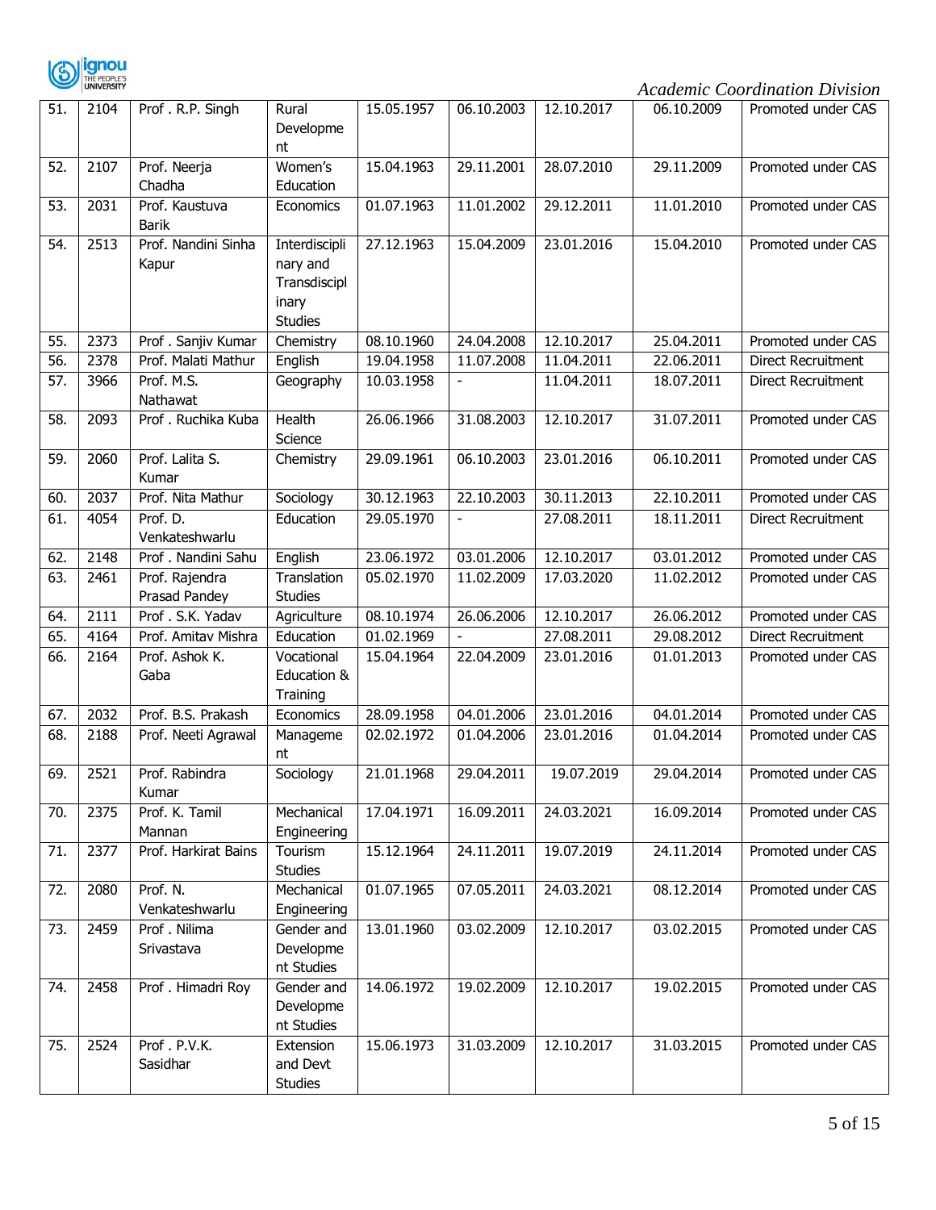| 51. | 2104 | Prof . R.P. Singh | Rural Development | 15.05.1957 | 06.10.2003 | 12.10.2017 | 06.10.2009 | Promoted under CAS |
|---|---|---|---|---|---|---|---|---|
| 52. | 2107 | Prof. Neerja Chadha | Women's Education | 15.04.1963 | 29.11.2001 | 28.07.2010 | 29.11.2009 | Promoted under CAS |
| 53. | 2031 | Prof. Kaustuva Barik | Economics | 01.07.1963 | 11.01.2002 | 29.12.2011 | 11.01.2010 | Promoted under CAS |
| 54. | 2513 | Prof. Nandini Sinha Kapur | Interdisciplinary and Transdisciplinary Studies | 27.12.1963 | 15.04.2009 | 23.01.2016 | 15.04.2010 | Promoted under CAS |
| 55. | 2373 | Prof . Sanjiv Kumar | Chemistry | 08.10.1960 | 24.04.2008 | 12.10.2017 | 25.04.2011 | Promoted under CAS |
| 56. | 2378 | Prof. Malati Mathur | English | 19.04.1958 | 11.07.2008 | 11.04.2011 | 22.06.2011 | Direct Recruitment |
| 57. | 3966 | Prof. M.S. Nathawat | Geography | 10.03.1958 | - | 11.04.2011 | 18.07.2011 | Direct Recruitment |
| 58. | 2093 | Prof . Ruchika Kuba | Health Science | 26.06.1966 | 31.08.2003 | 12.10.2017 | 31.07.2011 | Promoted under CAS |
| 59. | 2060 | Prof. Lalita S. Kumar | Chemistry | 29.09.1961 | 06.10.2003 | 23.01.2016 | 06.10.2011 | Promoted under CAS |
| 60. | 2037 | Prof. Nita Mathur | Sociology | 30.12.1963 | 22.10.2003 | 30.11.2013 | 22.10.2011 | Promoted under CAS |
| 61. | 4054 | Prof. D. Venkateshwarlu | Education | 29.05.1970 | - | 27.08.2011 | 18.11.2011 | Direct Recruitment |
| 62. | 2148 | Prof . Nandini Sahu | English | 23.06.1972 | 03.01.2006 | 12.10.2017 | 03.01.2012 | Promoted under CAS |
| 63. | 2461 | Prof. Rajendra Prasad Pandey | Translation Studies | 05.02.1970 | 11.02.2009 | 17.03.2020 | 11.02.2012 | Promoted under CAS |
| 64. | 2111 | Prof . S.K. Yadav | Agriculture | 08.10.1974 | 26.06.2006 | 12.10.2017 | 26.06.2012 | Promoted under CAS |
| 65. | 4164 | Prof. Amitav Mishra | Education | 01.02.1969 | - | 27.08.2011 | 29.08.2012 | Direct Recruitment |
| 66. | 2164 | Prof. Ashok K. Gaba | Vocational Education & Training | 15.04.1964 | 22.04.2009 | 23.01.2016 | 01.01.2013 | Promoted under CAS |
| 67. | 2032 | Prof. B.S. Prakash | Economics | 28.09.1958 | 04.01.2006 | 23.01.2016 | 04.01.2014 | Promoted under CAS |
| 68. | 2188 | Prof. Neeti Agrawal | Management | 02.02.1972 | 01.04.2006 | 23.01.2016 | 01.04.2014 | Promoted under CAS |
| 69. | 2521 | Prof. Rabindra Kumar | Sociology | 21.01.1968 | 29.04.2011 | 19.07.2019 | 29.04.2014 | Promoted under CAS |
| 70. | 2375 | Prof. K. Tamil Mannan | Mechanical Engineering | 17.04.1971 | 16.09.2011 | 24.03.2021 | 16.09.2014 | Promoted under CAS |
| 71. | 2377 | Prof. Harkirat Bains | Tourism Studies | 15.12.1964 | 24.11.2011 | 19.07.2019 | 24.11.2014 | Promoted under CAS |
| 72. | 2080 | Prof. N. Venkateshwarlu | Mechanical Engineering | 01.07.1965 | 07.05.2011 | 24.03.2021 | 08.12.2014 | Promoted under CAS |
| 73. | 2459 | Prof . Nilima Srivastava | Gender and Development Studies | 13.01.1960 | 03.02.2009 | 12.10.2017 | 03.02.2015 | Promoted under CAS |
| 74. | 2458 | Prof . Himadri Roy | Gender and Development Studies | 14.06.1972 | 19.02.2009 | 12.10.2017 | 19.02.2015 | Promoted under CAS |
| 75. | 2524 | Prof . P.V.K. Sasidhar | Extension and Devt Studies | 15.06.1973 | 31.03.2009 | 12.10.2017 | 31.03.2015 | Promoted under CAS |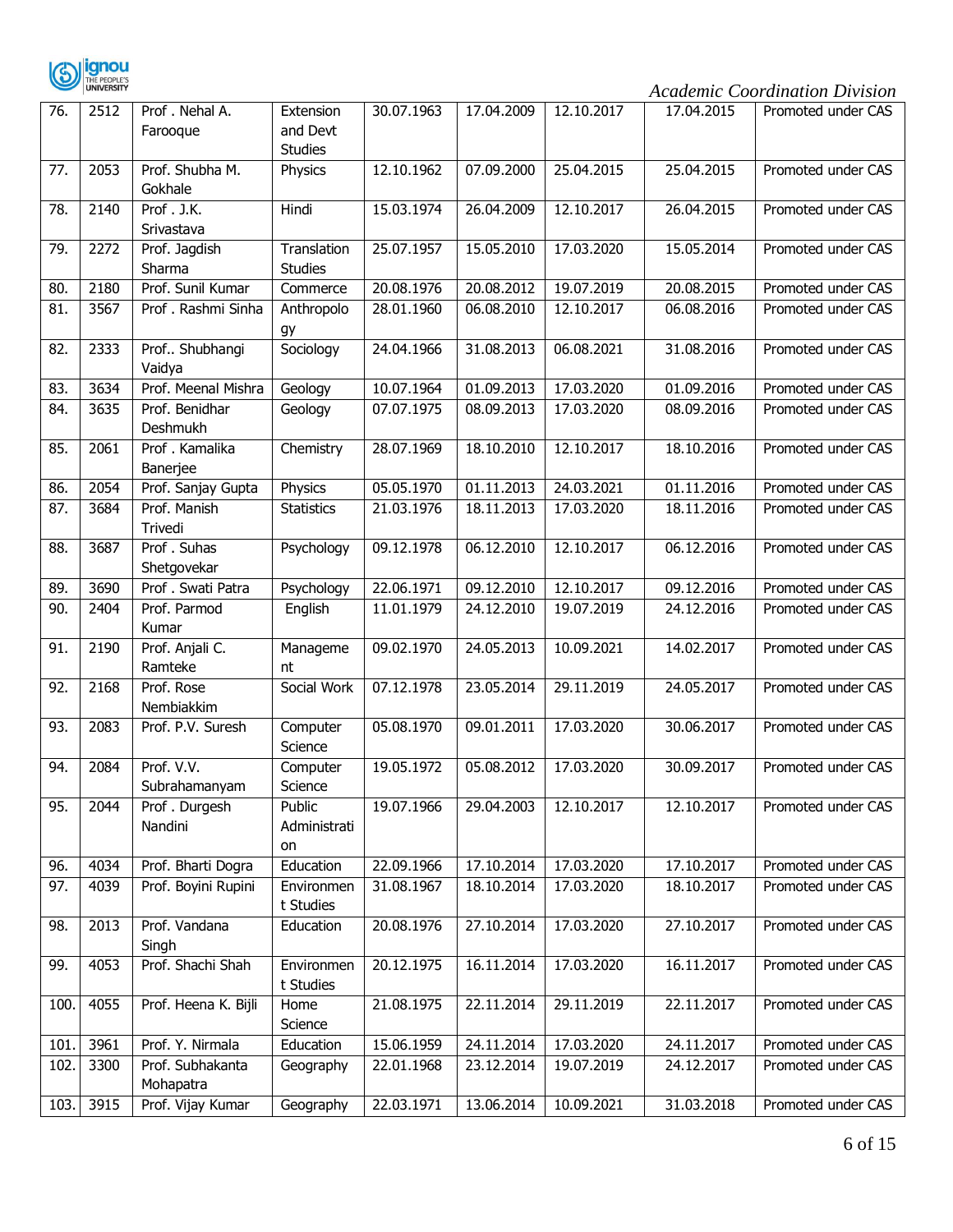| 76. | 2512 | Prof . Nehal A. Farooque | Extension and Devt Studies | 30.07.1963 | 17.04.2009 | 12.10.2017 | 17.04.2015 | Promoted under CAS |
|---|---|---|---|---|---|---|---|---|
| 77. | 2053 | Prof. Shubha M. Gokhale | Physics | 12.10.1962 | 07.09.2000 | 25.04.2015 | 25.04.2015 | Promoted under CAS |
| 78. | 2140 | Prof . J.K. Srivastava | Hindi | 15.03.1974 | 26.04.2009 | 12.10.2017 | 26.04.2015 | Promoted under CAS |
| 79. | 2272 | Prof. Jagdish Sharma | Translation Studies | 25.07.1957 | 15.05.2010 | 17.03.2020 | 15.05.2014 | Promoted under CAS |
| 80. | 2180 | Prof. Sunil Kumar | Commerce | 20.08.1976 | 20.08.2012 | 19.07.2019 | 20.08.2015 | Promoted under CAS |
| 81. | 3567 | Prof . Rashmi Sinha | Anthropology | 28.01.1960 | 06.08.2010 | 12.10.2017 | 06.08.2016 | Promoted under CAS |
| 82. | 2333 | Prof.. Shubhangi Vaidya | Sociology | 24.04.1966 | 31.08.2013 | 06.08.2021 | 31.08.2016 | Promoted under CAS |
| 83. | 3634 | Prof. Meenal Mishra | Geology | 10.07.1964 | 01.09.2013 | 17.03.2020 | 01.09.2016 | Promoted under CAS |
| 84. | 3635 | Prof. Benidhar Deshmukh | Geology | 07.07.1975 | 08.09.2013 | 17.03.2020 | 08.09.2016 | Promoted under CAS |
| 85. | 2061 | Prof . Kamalika Banerjee | Chemistry | 28.07.1969 | 18.10.2010 | 12.10.2017 | 18.10.2016 | Promoted under CAS |
| 86. | 2054 | Prof. Sanjay Gupta | Physics | 05.05.1970 | 01.11.2013 | 24.03.2021 | 01.11.2016 | Promoted under CAS |
| 87. | 3684 | Prof. Manish Trivedi | Statistics | 21.03.1976 | 18.11.2013 | 17.03.2020 | 18.11.2016 | Promoted under CAS |
| 88. | 3687 | Prof . Suhas Shetgovekar | Psychology | 09.12.1978 | 06.12.2010 | 12.10.2017 | 06.12.2016 | Promoted under CAS |
| 89. | 3690 | Prof . Swati Patra | Psychology | 22.06.1971 | 09.12.2010 | 12.10.2017 | 09.12.2016 | Promoted under CAS |
| 90. | 2404 | Prof. Parmod Kumar | English | 11.01.1979 | 24.12.2010 | 19.07.2019 | 24.12.2016 | Promoted under CAS |
| 91. | 2190 | Prof. Anjali C. Ramteke | Management | 09.02.1970 | 24.05.2013 | 10.09.2021 | 14.02.2017 | Promoted under CAS |
| 92. | 2168 | Prof. Rose Nembiakkim | Social Work | 07.12.1978 | 23.05.2014 | 29.11.2019 | 24.05.2017 | Promoted under CAS |
| 93. | 2083 | Prof. P.V. Suresh | Computer Science | 05.08.1970 | 09.01.2011 | 17.03.2020 | 30.06.2017 | Promoted under CAS |
| 94. | 2084 | Prof. V.V. Subrahamanyam | Computer Science | 19.05.1972 | 05.08.2012 | 17.03.2020 | 30.09.2017 | Promoted under CAS |
| 95. | 2044 | Prof . Durgesh Nandini | Public Administration | 19.07.1966 | 29.04.2003 | 12.10.2017 | 12.10.2017 | Promoted under CAS |
| 96. | 4034 | Prof. Bharti Dogra | Education | 22.09.1966 | 17.10.2014 | 17.03.2020 | 17.10.2017 | Promoted under CAS |
| 97. | 4039 | Prof. Boyini Rupini | Environment Studies | 31.08.1967 | 18.10.2014 | 17.03.2020 | 18.10.2017 | Promoted under CAS |
| 98. | 2013 | Prof. Vandana Singh | Education | 20.08.1976 | 27.10.2014 | 17.03.2020 | 27.10.2017 | Promoted under CAS |
| 99. | 4053 | Prof. Shachi Shah | Environment Studies | 20.12.1975 | 16.11.2014 | 17.03.2020 | 16.11.2017 | Promoted under CAS |
| 100. | 4055 | Prof. Heena K. Bijli | Home Science | 21.08.1975 | 22.11.2014 | 29.11.2019 | 22.11.2017 | Promoted under CAS |
| 101. | 3961 | Prof. Y. Nirmala | Education | 15.06.1959 | 24.11.2014 | 17.03.2020 | 24.11.2017 | Promoted under CAS |
| 102. | 3300 | Prof. Subhakanta Mohapatra | Geography | 22.01.1968 | 23.12.2014 | 19.07.2019 | 24.12.2017 | Promoted under CAS |
| 103. | 3915 | Prof. Vijay Kumar | Geography | 22.03.1971 | 13.06.2014 | 10.09.2021 | 31.03.2018 | Promoted under CAS |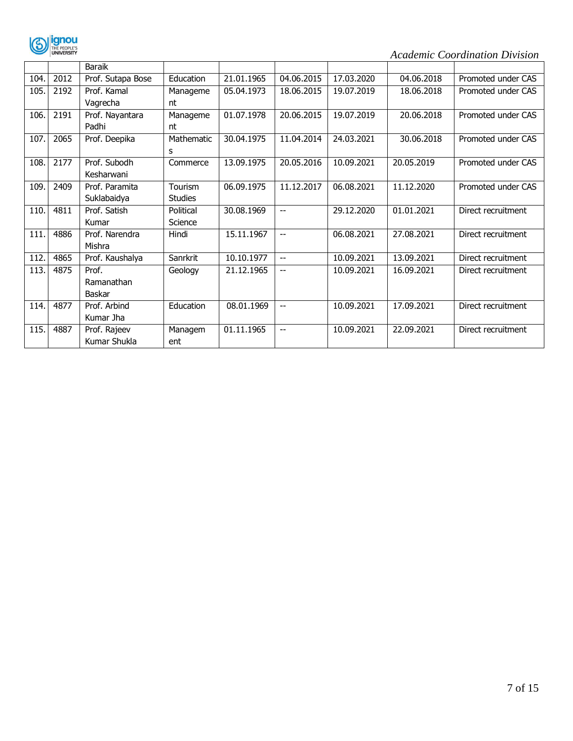| | | Baraik | | | | | | |
|---|---|---|---|---|---|---|---|---|
| 104. | 2012 | Prof. Sutapa Bose | Education | 21.01.1965 | 04.06.2015 | 17.03.2020 | 04.06.2018 | Promoted under CAS |
| 105. | 2192 | Prof. Kamal Vagrecha | Management | 05.04.1973 | 18.06.2015 | 19.07.2019 | 18.06.2018 | Promoted under CAS |
| 106. | 2191 | Prof. Nayantara Padhi | Management | 01.07.1978 | 20.06.2015 | 19.07.2019 | 20.06.2018 | Promoted under CAS |
| 107. | 2065 | Prof. Deepika | Mathematics | 30.04.1975 | 11.04.2014 | 24.03.2021 | 30.06.2018 | Promoted under CAS |
| 108. | 2177 | Prof. Subodh Kesharwani | Commerce | 13.09.1975 | 20.05.2016 | 10.09.2021 | 20.05.2019 | Promoted under CAS |
| 109. | 2409 | Prof. Paramita Suklabaidya | Tourism Studies | 06.09.1975 | 11.12.2017 | 06.08.2021 | 11.12.2020 | Promoted under CAS |
| 110. | 4811 | Prof. Satish Kumar | Political Science | 30.08.1969 | -- | 29.12.2020 | 01.01.2021 | Direct recruitment |
| 111. | 4886 | Prof. Narendra Mishra | Hindi | 15.11.1967 | -- | 06.08.2021 | 27.08.2021 | Direct recruitment |
| 112. | 4865 | Prof. Kaushalya | Sanrkrit | 10.10.1977 | -- | 10.09.2021 | 13.09.2021 | Direct recruitment |
| 113. | 4875 | Prof. Ramanathan Baskar | Geology | 21.12.1965 | -- | 10.09.2021 | 16.09.2021 | Direct recruitment |
| 114. | 4877 | Prof. Arbind Kumar Jha | Education | 08.01.1969 | -- | 10.09.2021 | 17.09.2021 | Direct recruitment |
| 115. | 4887 | Prof. Rajeev Kumar Shukla | Management | 01.11.1965 | -- | 10.09.2021 | 22.09.2021 | Direct recruitment |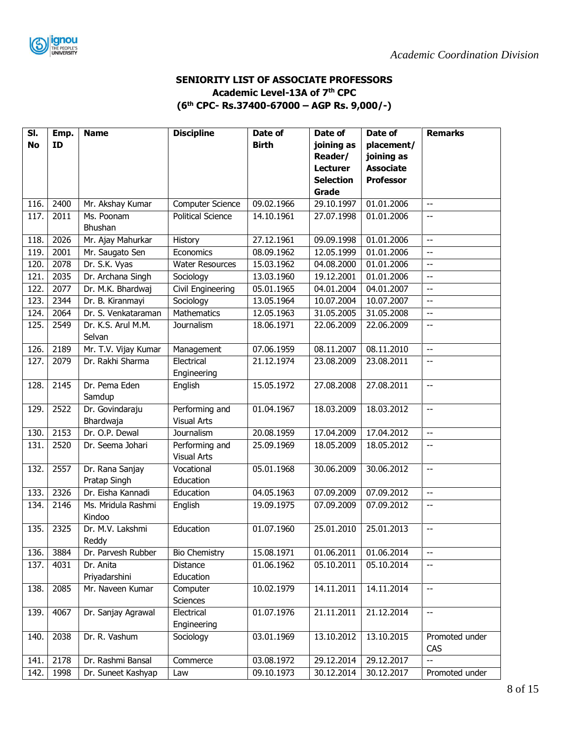*Academic Coordination Division*

**SENIORITY LIST OF ASSOCIATE PROFESSORS**
**Academic Level-13A of 7th CPC**
**(6th CPC- Rs.37400-67000 – AGP Rs. 9,000/-)**

| Sl. No | Emp. ID | Name | Discipline | Date of Birth | Date of joining as Reader/ Lecturer Selection Grade | Date of placement/ joining as Associate Professor | Remarks |
|---|---|---|---|---|---|---|---|
| 116. | 2400 | Mr. Akshay Kumar | Computer Science | 09.02.1966 | 29.10.1997 | 01.01.2006 | -- |
| 117. | 2011 | Ms. Poonam Bhushan | Political Science | 14.10.1961 | 27.07.1998 | 01.01.2006 | -- |
| 118. | 2026 | Mr. Ajay Mahurkar | History | 27.12.1961 | 09.09.1998 | 01.01.2006 | -- |
| 119. | 2001 | Mr. Saugato Sen | Economics | 08.09.1962 | 12.05.1999 | 01.01.2006 | -- |
| 120. | 2078 | Dr. S.K. Vyas | Water Resources | 15.03.1962 | 04.08.2000 | 01.01.2006 | -- |
| 121. | 2035 | Dr. Archana Singh | Sociology | 13.03.1960 | 19.12.2001 | 01.01.2006 | -- |
| 122. | 2077 | Dr. M.K. Bhardwaj | Civil Engineering | 05.01.1965 | 04.01.2004 | 04.01.2007 | -- |
| 123. | 2344 | Dr. B. Kiranmayi | Sociology | 13.05.1964 | 10.07.2004 | 10.07.2007 | -- |
| 124. | 2064 | Dr. S. Venkataraman | Mathematics | 12.05.1963 | 31.05.2005 | 31.05.2008 | -- |
| 125. | 2549 | Dr. K.S. Arul M.M. Selvan | Journalism | 18.06.1971 | 22.06.2009 | 22.06.2009 | -- |
| 126. | 2189 | Mr. T.V. Vijay Kumar | Management | 07.06.1959 | 08.11.2007 | 08.11.2010 | -- |
| 127. | 2079 | Dr. Rakhi Sharma | Electrical Engineering | 21.12.1974 | 23.08.2009 | 23.08.2011 | -- |
| 128. | 2145 | Dr. Pema Eden Samdup | English | 15.05.1972 | 27.08.2008 | 27.08.2011 | -- |
| 129. | 2522 | Dr. Govindaraju Bhardwaja | Performing and Visual Arts | 01.04.1967 | 18.03.2009 | 18.03.2012 | -- |
| 130. | 2153 | Dr. O.P. Dewal | Journalism | 20.08.1959 | 17.04.2009 | 17.04.2012 | -- |
| 131. | 2520 | Dr. Seema Johari | Performing and Visual Arts | 25.09.1969 | 18.05.2009 | 18.05.2012 | -- |
| 132. | 2557 | Dr. Rana Sanjay Pratap Singh | Vocational Education | 05.01.1968 | 30.06.2009 | 30.06.2012 | -- |
| 133. | 2326 | Dr. Eisha Kannadi | Education | 04.05.1963 | 07.09.2009 | 07.09.2012 | -- |
| 134. | 2146 | Ms. Mridula Rashmi Kindoo | English | 19.09.1975 | 07.09.2009 | 07.09.2012 | -- |
| 135. | 2325 | Dr. M.V. Lakshmi Reddy | Education | 01.07.1960 | 25.01.2010 | 25.01.2013 | -- |
| 136. | 3884 | Dr. Parvesh Rubber | Bio Chemistry | 15.08.1971 | 01.06.2011 | 01.06.2014 | -- |
| 137. | 4031 | Dr. Anita Priyadarshini | Distance Education | 01.06.1962 | 05.10.2011 | 05.10.2014 | -- |
| 138. | 2085 | Mr. Naveen Kumar | Computer Sciences | 10.02.1979 | 14.11.2011 | 14.11.2014 | -- |
| 139. | 4067 | Dr. Sanjay Agrawal | Electrical Engineering | 01.07.1976 | 21.11.2011 | 21.12.2014 | -- |
| 140. | 2038 | Dr. R. Vashum | Sociology | 03.01.1969 | 13.10.2012 | 13.10.2015 | Promoted under CAS |
| 141. | 2178 | Dr. Rashmi Bansal | Commerce | 03.08.1972 | 29.12.2014 | 29.12.2017 | -- |
| 142. | 1998 | Dr. Suneet Kashyap | Law | 09.10.1973 | 30.12.2014 | 30.12.2017 | Promoted under |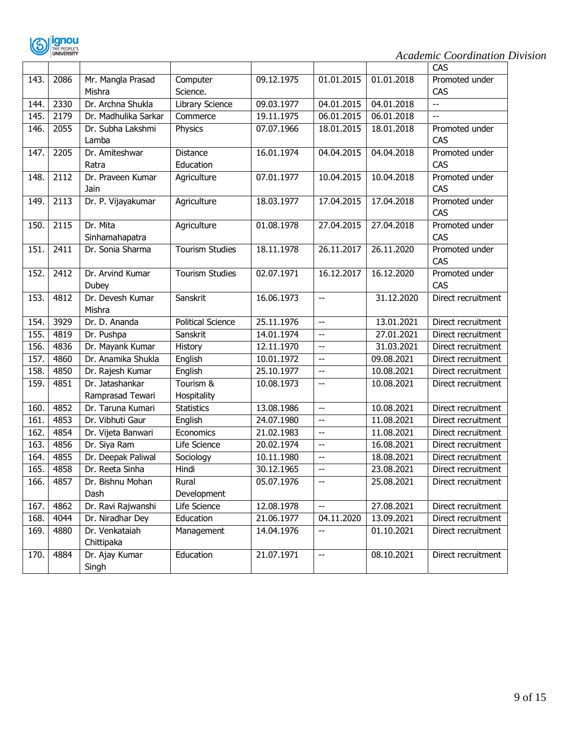| | | | | | | | CAS |
|---|---|---|---|---|---|---|---|
| 143. | 2086 | Mr. Mangla Prasad Mishra | Computer Science. | 09.12.1975 | 01.01.2015 | 01.01.2018 | Promoted under CAS |
| 144. | 2330 | Dr. Archna Shukla | Library Science | 09.03.1977 | 04.01.2015 | 04.01.2018 | -- |
| 145. | 2179 | Dr. Madhulika Sarkar | Commerce | 19.11.1975 | 06.01.2015 | 06.01.2018 | -- |
| 146. | 2055 | Dr. Subha Lakshmi Lamba | Physics | 07.07.1966 | 18.01.2015 | 18.01.2018 | Promoted under CAS |
| 147. | 2205 | Dr. Amiteshwar Ratra | Distance Education | 16.01.1974 | 04.04.2015 | 04.04.2018 | Promoted under CAS |
| 148. | 2112 | Dr. Praveen Kumar Jain | Agriculture | 07.01.1977 | 10.04.2015 | 10.04.2018 | Promoted under CAS |
| 149. | 2113 | Dr. P. Vijayakumar | Agriculture | 18.03.1977 | 17.04.2015 | 17.04.2018 | Promoted under CAS |
| 150. | 2115 | Dr. Mita Sinhamahapatra | Agriculture | 01.08.1978 | 27.04.2015 | 27.04.2018 | Promoted under CAS |
| 151. | 2411 | Dr. Sonia Sharma | Tourism Studies | 18.11.1978 | 26.11.2017 | 26.11.2020 | Promoted under CAS |
| 152. | 2412 | Dr. Arvind Kumar Dubey | Tourism Studies | 02.07.1971 | 16.12.2017 | 16.12.2020 | Promoted under CAS |
| 153. | 4812 | Dr. Devesh Kumar Mishra | Sanskrit | 16.06.1973 | -- | 31.12.2020 | Direct recruitment |
| 154. | 3929 | Dr. D. Ananda | Political Science | 25.11.1976 | -- | 13.01.2021 | Direct recruitment |
| 155. | 4819 | Dr. Pushpa | Sanskrit | 14.01.1974 | -- | 27.01.2021 | Direct recruitment |
| 156. | 4836 | Dr. Mayank Kumar | History | 12.11.1970 | -- | 31.03.2021 | Direct recruitment |
| 157. | 4860 | Dr. Anamika Shukla | English | 10.01.1972 | -- | 09.08.2021 | Direct recruitment |
| 158. | 4850 | Dr. Rajesh Kumar | English | 25.10.1977 | -- | 10.08.2021 | Direct recruitment |
| 159. | 4851 | Dr. Jatashankar Ramprasad Tewari | Tourism & Hospitality | 10.08.1973 | -- | 10.08.2021 | Direct recruitment |
| 160. | 4852 | Dr. Taruna Kumari | Statistics | 13.08.1986 | -- | 10.08.2021 | Direct recruitment |
| 161. | 4853 | Dr. Vibhuti Gaur | English | 24.07.1980 | -- | 11.08.2021 | Direct recruitment |
| 162. | 4854 | Dr. Vijeta Banwari | Economics | 21.02.1983 | -- | 11.08.2021 | Direct recruitment |
| 163. | 4856 | Dr. Siya Ram | Life Science | 20.02.1974 | -- | 16.08.2021 | Direct recruitment |
| 164. | 4855 | Dr. Deepak Paliwal | Sociology | 10.11.1980 | -- | 18.08.2021 | Direct recruitment |
| 165. | 4858 | Dr. Reeta Sinha | Hindi | 30.12.1965 | -- | 23.08.2021 | Direct recruitment |
| 166. | 4857 | Dr. Bishnu Mohan Dash | Rural Development | 05.07.1976 | -- | 25.08.2021 | Direct recruitment |
| 167. | 4862 | Dr. Ravi Rajwanshi | Life Science | 12.08.1978 | -- | 27.08.2021 | Direct recruitment |
| 168. | 4044 | Dr. Niradhar Dey | Education | 21.06.1977 | 04.11.2020 | 13.09.2021 | Direct recruitment |
| 169. | 4880 | Dr. Venkataiah Chittipaka | Management | 14.04.1976 | -- | 01.10.2021 | Direct recruitment |
| 170. | 4884 | Dr. Ajay Kumar Singh | Education | 21.07.1971 | -- | 08.10.2021 | Direct recruitment |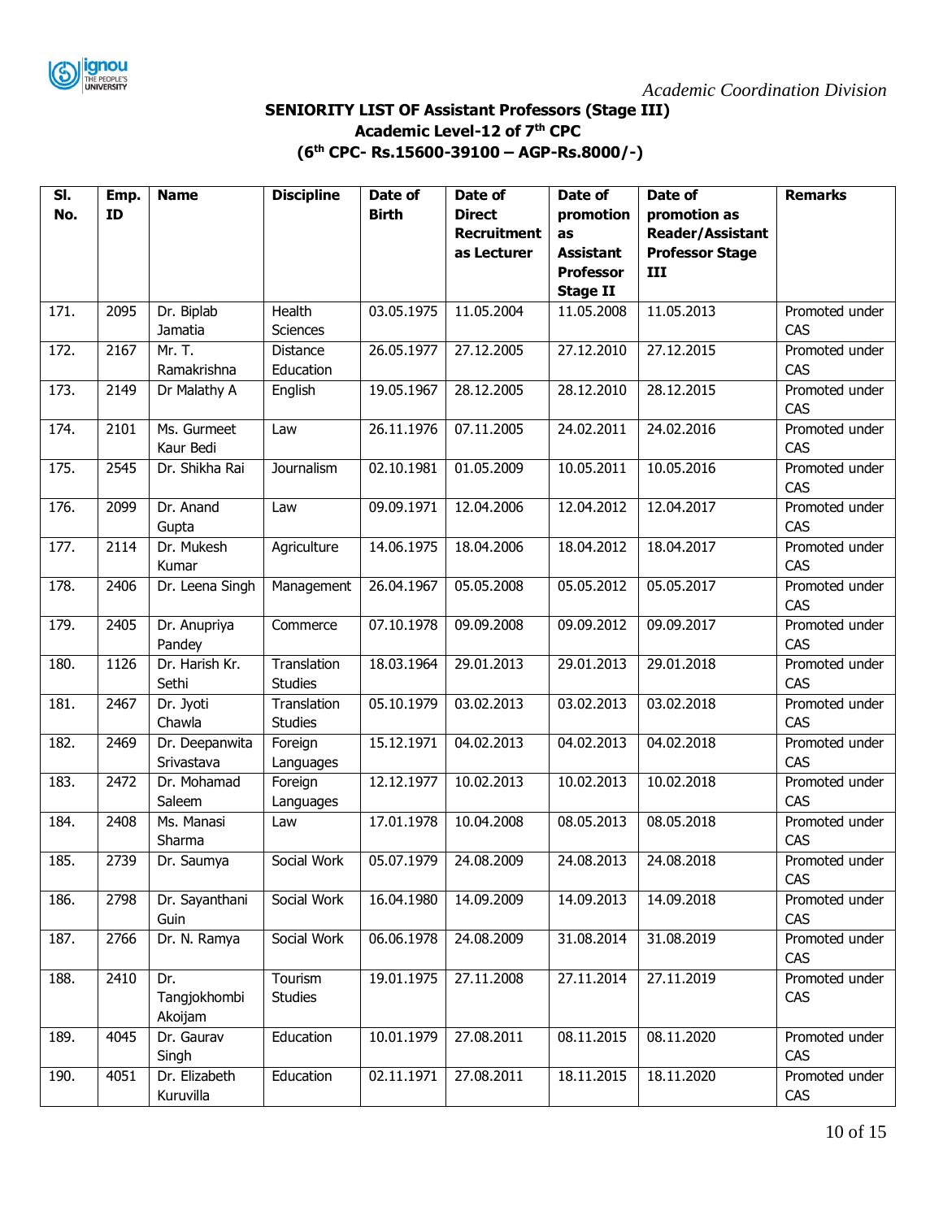*Academic Coordination Division*

**SENIORITY LIST OF Assistant Professors (Stage III)**
**Academic Level-12 of 7th CPC**
**(6th CPC- Rs.15600-39100 – AGP-Rs.8000/-)**

| Sl. No. | Emp. ID | Name | Discipline | Date of Birth | Date of Direct Recruitment as Lecturer | Date of promotion as Assistant Professor Stage II | Date of promotion as Reader/Assistant Professor Stage III | Remarks |
|---|---|---|---|---|---|---|---|---|
| 171. | 2095 | Dr. Biplab Jamatia | Health Sciences | 03.05.1975 | 11.05.2004 | 11.05.2008 | 11.05.2013 | Promoted under CAS |
| 172. | 2167 | Mr. T. Ramakrishna | Distance Education | 26.05.1977 | 27.12.2005 | 27.12.2010 | 27.12.2015 | Promoted under CAS |
| 173. | 2149 | Dr Malathy A | English | 19.05.1967 | 28.12.2005 | 28.12.2010 | 28.12.2015 | Promoted under CAS |
| 174. | 2101 | Ms. Gurmeet Kaur Bedi | Law | 26.11.1976 | 07.11.2005 | 24.02.2011 | 24.02.2016 | Promoted under CAS |
| 175. | 2545 | Dr. Shikha Rai | Journalism | 02.10.1981 | 01.05.2009 | 10.05.2011 | 10.05.2016 | Promoted under CAS |
| 176. | 2099 | Dr. Anand Gupta | Law | 09.09.1971 | 12.04.2006 | 12.04.2012 | 12.04.2017 | Promoted under CAS |
| 177. | 2114 | Dr. Mukesh Kumar | Agriculture | 14.06.1975 | 18.04.2006 | 18.04.2012 | 18.04.2017 | Promoted under CAS |
| 178. | 2406 | Dr. Leena Singh | Management | 26.04.1967 | 05.05.2008 | 05.05.2012 | 05.05.2017 | Promoted under CAS |
| 179. | 2405 | Dr. Anupriya Pandey | Commerce | 07.10.1978 | 09.09.2008 | 09.09.2012 | 09.09.2017 | Promoted under CAS |
| 180. | 1126 | Dr. Harish Kr. Sethi | Translation Studies | 18.03.1964 | 29.01.2013 | 29.01.2013 | 29.01.2018 | Promoted under CAS |
| 181. | 2467 | Dr. Jyoti Chawla | Translation Studies | 05.10.1979 | 03.02.2013 | 03.02.2013 | 03.02.2018 | Promoted under CAS |
| 182. | 2469 | Dr. Deepanwita Srivastava | Foreign Languages | 15.12.1971 | 04.02.2013 | 04.02.2013 | 04.02.2018 | Promoted under CAS |
| 183. | 2472 | Dr. Mohamad Saleem | Foreign Languages | 12.12.1977 | 10.02.2013 | 10.02.2013 | 10.02.2018 | Promoted under CAS |
| 184. | 2408 | Ms. Manasi Sharma | Law | 17.01.1978 | 10.04.2008 | 08.05.2013 | 08.05.2018 | Promoted under CAS |
| 185. | 2739 | Dr. Saumya | Social Work | 05.07.1979 | 24.08.2009 | 24.08.2013 | 24.08.2018 | Promoted under CAS |
| 186. | 2798 | Dr. Sayanthani Guin | Social Work | 16.04.1980 | 14.09.2009 | 14.09.2013 | 14.09.2018 | Promoted under CAS |
| 187. | 2766 | Dr. N. Ramya | Social Work | 06.06.1978 | 24.08.2009 | 31.08.2014 | 31.08.2019 | Promoted under CAS |
| 188. | 2410 | Dr. Tangjokhombi Akoijam | Tourism Studies | 19.01.1975 | 27.11.2008 | 27.11.2014 | 27.11.2019 | Promoted under CAS |
| 189. | 4045 | Dr. Gaurav Singh | Education | 10.01.1979 | 27.08.2011 | 08.11.2015 | 08.11.2020 | Promoted under CAS |
| 190. | 4051 | Dr. Elizabeth Kuruvilla | Education | 02.11.1971 | 27.08.2011 | 18.11.2015 | 18.11.2020 | Promoted under CAS |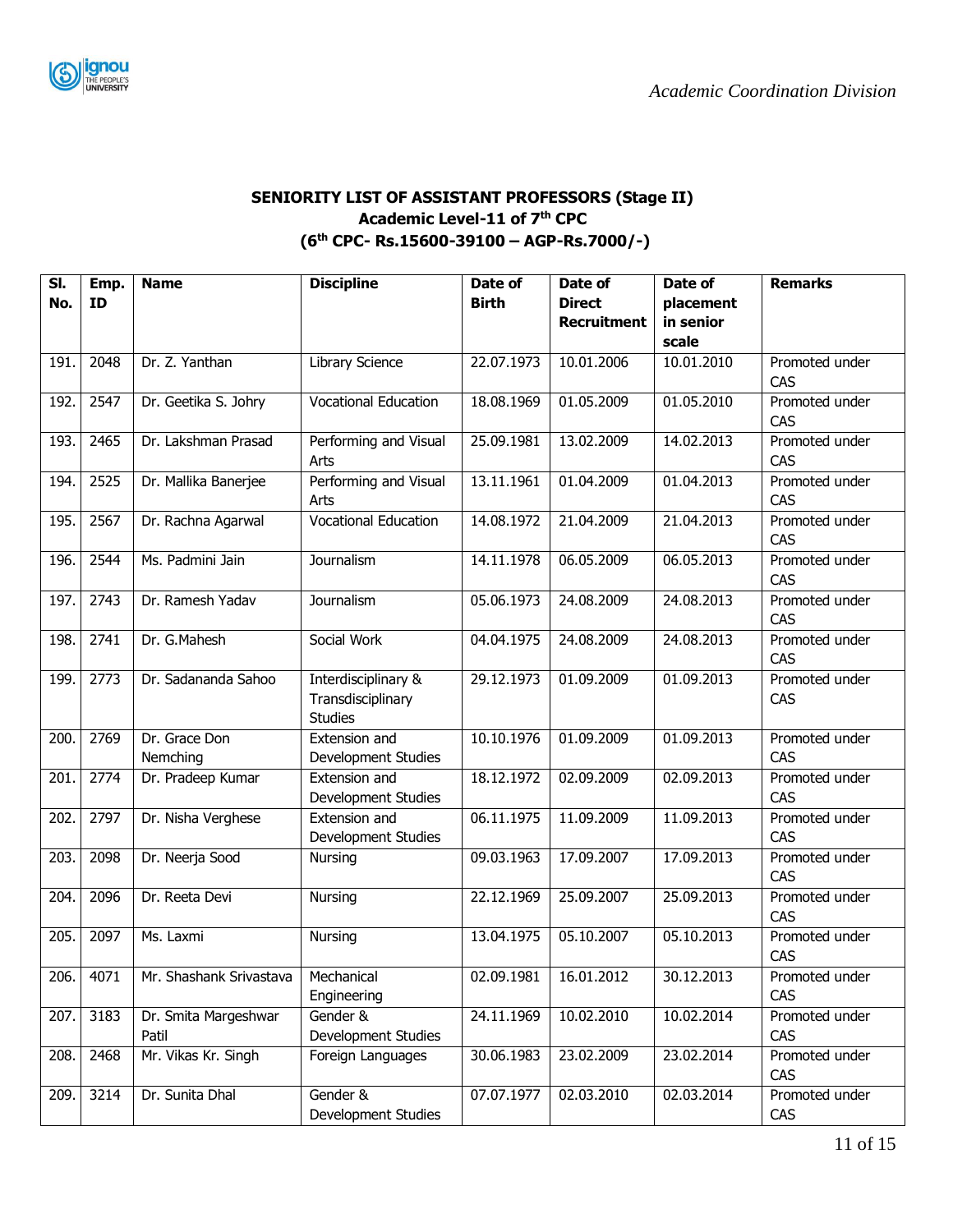## SENIORITY LIST OF ASSISTANT PROFESSORS (Stage II)
## Academic Level-11 of 7th CPC
## (6th CPC- Rs.15600-39100 – AGP-Rs.7000/-)

| Sl. No. | Emp. ID | Name | Discipline | Date of Birth | Date of Direct Recruitment | Date of placement in senior scale | Remarks |
|---|---|---|---|---|---|---|---|
| 191. | 2048 | Dr. Z. Yanthan | Library Science | 22.07.1973 | 10.01.2006 | 10.01.2010 | Promoted under CAS |
| 192. | 2547 | Dr. Geetika S. Johry | Vocational Education | 18.08.1969 | 01.05.2009 | 01.05.2010 | Promoted under CAS |
| 193. | 2465 | Dr. Lakshman Prasad | Performing and Visual Arts | 25.09.1981 | 13.02.2009 | 14.02.2013 | Promoted under CAS |
| 194. | 2525 | Dr. Mallika Banerjee | Performing and Visual Arts | 13.11.1961 | 01.04.2009 | 01.04.2013 | Promoted under CAS |
| 195. | 2567 | Dr. Rachna Agarwal | Vocational Education | 14.08.1972 | 21.04.2009 | 21.04.2013 | Promoted under CAS |
| 196. | 2544 | Ms. Padmini Jain | Journalism | 14.11.1978 | 06.05.2009 | 06.05.2013 | Promoted under CAS |
| 197. | 2743 | Dr. Ramesh Yadav | Journalism | 05.06.1973 | 24.08.2009 | 24.08.2013 | Promoted under CAS |
| 198. | 2741 | Dr. G.Mahesh | Social Work | 04.04.1975 | 24.08.2009 | 24.08.2013 | Promoted under CAS |
| 199. | 2773 | Dr. Sadananda Sahoo | Interdisciplinary & Transdisciplinary Studies | 29.12.1973 | 01.09.2009 | 01.09.2013 | Promoted under CAS |
| 200. | 2769 | Dr. Grace Don Nemching | Extension and Development Studies | 10.10.1976 | 01.09.2009 | 01.09.2013 | Promoted under CAS |
| 201. | 2774 | Dr. Pradeep Kumar | Extension and Development Studies | 18.12.1972 | 02.09.2009 | 02.09.2013 | Promoted under CAS |
| 202. | 2797 | Dr. Nisha Verghese | Extension and Development Studies | 06.11.1975 | 11.09.2009 | 11.09.2013 | Promoted under CAS |
| 203. | 2098 | Dr. Neerja Sood | Nursing | 09.03.1963 | 17.09.2007 | 17.09.2013 | Promoted under CAS |
| 204. | 2096 | Dr. Reeta Devi | Nursing | 22.12.1969 | 25.09.2007 | 25.09.2013 | Promoted under CAS |
| 205. | 2097 | Ms. Laxmi | Nursing | 13.04.1975 | 05.10.2007 | 05.10.2013 | Promoted under CAS |
| 206. | 4071 | Mr. Shashank Srivastava | Mechanical Engineering | 02.09.1981 | 16.01.2012 | 30.12.2013 | Promoted under CAS |
| 207. | 3183 | Dr. Smita Margeshwar Patil | Gender & Development Studies | 24.11.1969 | 10.02.2010 | 10.02.2014 | Promoted under CAS |
| 208. | 2468 | Mr. Vikas Kr. Singh | Foreign Languages | 30.06.1983 | 23.02.2009 | 23.02.2014 | Promoted under CAS |
| 209. | 3214 | Dr. Sunita Dhal | Gender & Development Studies | 07.07.1977 | 02.03.2010 | 02.03.2014 | Promoted under CAS |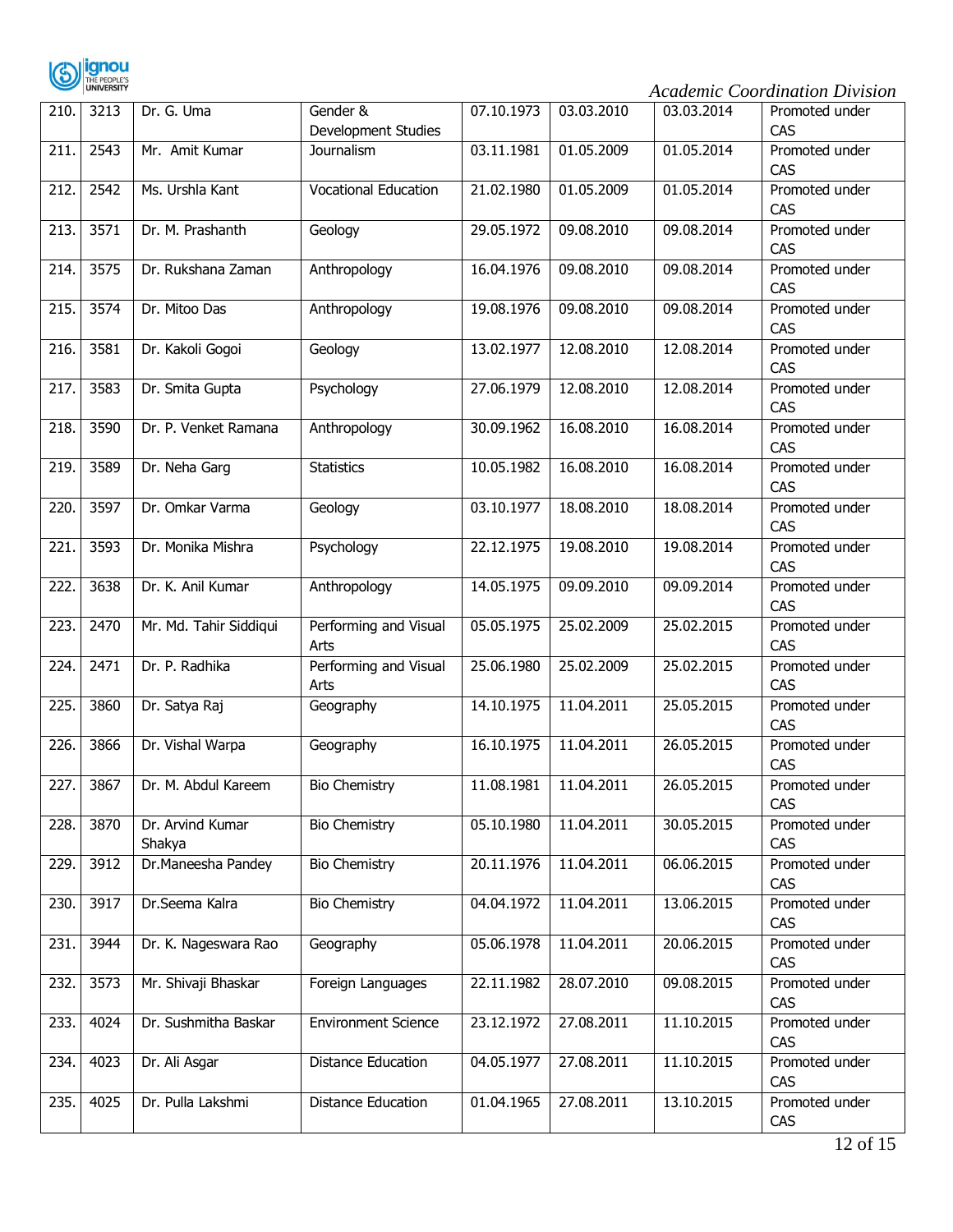| 210. | 3213 | Dr. G. Uma | Gender & Development Studies | 07.10.1973 | 03.03.2010 | 03.03.2014 | Promoted under CAS |
|---|---|---|---|---|---|---|---|
| 211. | 2543 | Mr. Amit Kumar | Journalism | 03.11.1981 | 01.05.2009 | 01.05.2014 | Promoted under CAS |
| 212. | 2542 | Ms. Urshla Kant | Vocational Education | 21.02.1980 | 01.05.2009 | 01.05.2014 | Promoted under CAS |
| 213. | 3571 | Dr. M. Prashanth | Geology | 29.05.1972 | 09.08.2010 | 09.08.2014 | Promoted under CAS |
| 214. | 3575 | Dr. Rukshana Zaman | Anthropology | 16.04.1976 | 09.08.2010 | 09.08.2014 | Promoted under CAS |
| 215. | 3574 | Dr. Mitoo Das | Anthropology | 19.08.1976 | 09.08.2010 | 09.08.2014 | Promoted under CAS |
| 216. | 3581 | Dr. Kakoli Gogoi | Geology | 13.02.1977 | 12.08.2010 | 12.08.2014 | Promoted under CAS |
| 217. | 3583 | Dr. Smita Gupta | Psychology | 27.06.1979 | 12.08.2010 | 12.08.2014 | Promoted under CAS |
| 218. | 3590 | Dr. P. Venket Ramana | Anthropology | 30.09.1962 | 16.08.2010 | 16.08.2014 | Promoted under CAS |
| 219. | 3589 | Dr. Neha Garg | Statistics | 10.05.1982 | 16.08.2010 | 16.08.2014 | Promoted under CAS |
| 220. | 3597 | Dr. Omkar Varma | Geology | 03.10.1977 | 18.08.2010 | 18.08.2014 | Promoted under CAS |
| 221. | 3593 | Dr. Monika Mishra | Psychology | 22.12.1975 | 19.08.2010 | 19.08.2014 | Promoted under CAS |
| 222. | 3638 | Dr. K. Anil Kumar | Anthropology | 14.05.1975 | 09.09.2010 | 09.09.2014 | Promoted under CAS |
| 223. | 2470 | Mr. Md. Tahir Siddiqui | Performing and Visual Arts | 05.05.1975 | 25.02.2009 | 25.02.2015 | Promoted under CAS |
| 224. | 2471 | Dr. P. Radhika | Performing and Visual Arts | 25.06.1980 | 25.02.2009 | 25.02.2015 | Promoted under CAS |
| 225. | 3860 | Dr. Satya Raj | Geography | 14.10.1975 | 11.04.2011 | 25.05.2015 | Promoted under CAS |
| 226. | 3866 | Dr. Vishal Warpa | Geography | 16.10.1975 | 11.04.2011 | 26.05.2015 | Promoted under CAS |
| 227. | 3867 | Dr. M. Abdul Kareem | Bio Chemistry | 11.08.1981 | 11.04.2011 | 26.05.2015 | Promoted under CAS |
| 228. | 3870 | Dr. Arvind Kumar Shakya | Bio Chemistry | 05.10.1980 | 11.04.2011 | 30.05.2015 | Promoted under CAS |
| 229. | 3912 | Dr.Maneesha Pandey | Bio Chemistry | 20.11.1976 | 11.04.2011 | 06.06.2015 | Promoted under CAS |
| 230. | 3917 | Dr.Seema Kalra | Bio Chemistry | 04.04.1972 | 11.04.2011 | 13.06.2015 | Promoted under CAS |
| 231. | 3944 | Dr. K. Nageswara Rao | Geography | 05.06.1978 | 11.04.2011 | 20.06.2015 | Promoted under CAS |
| 232. | 3573 | Mr. Shivaji Bhaskar | Foreign Languages | 22.11.1982 | 28.07.2010 | 09.08.2015 | Promoted under CAS |
| 233. | 4024 | Dr. Sushmitha Baskar | Environment Science | 23.12.1972 | 27.08.2011 | 11.10.2015 | Promoted under CAS |
| 234. | 4023 | Dr. Ali Asgar | Distance Education | 04.05.1977 | 27.08.2011 | 11.10.2015 | Promoted under CAS |
| 235. | 4025 | Dr. Pulla Lakshmi | Distance Education | 01.04.1965 | 27.08.2011 | 13.10.2015 | Promoted under CAS |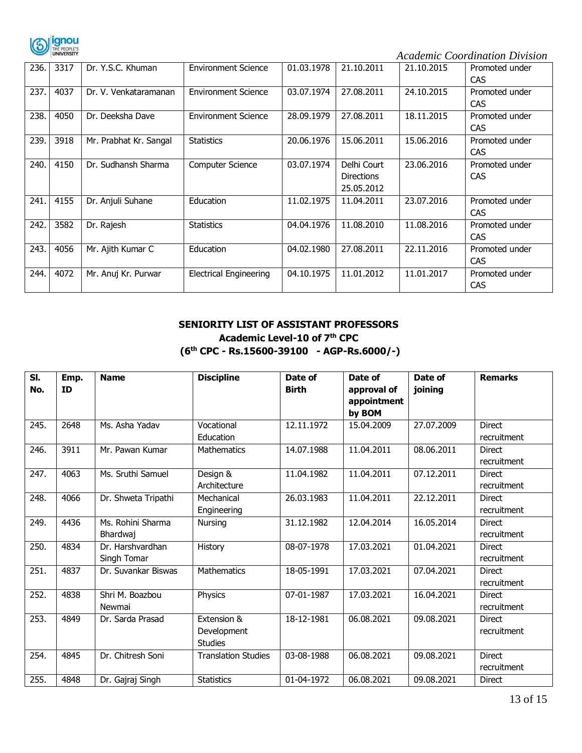| 236. | 3317 | Dr. Y.S.C. Khuman | Environment Science | 01.03.1978 | 21.10.2011 | 21.10.2015 | Promoted under CAS |
|---|---|---|---|---|---|---|---|
| 237. | 4037 | Dr. V. Venkataramanan | Environment Science | 03.07.1974 | 27.08.2011 | 24.10.2015 | Promoted under CAS |
| 238. | 4050 | Dr. Deeksha Dave | Environment Science | 28.09.1979 | 27.08.2011 | 18.11.2015 | Promoted under CAS |
| 239. | 3918 | Mr. Prabhat Kr. Sangal | Statistics | 20.06.1976 | 15.06.2011 | 15.06.2016 | Promoted under CAS |
| 240. | 4150 | Dr. Sudhansh Sharma | Computer Science | 03.07.1974 | Delhi Court Directions 25.05.2012 | 23.06.2016 | Promoted under CAS |
| 241. | 4155 | Dr. Anjuli Suhane | Education | 11.02.1975 | 11.04.2011 | 23.07.2016 | Promoted under CAS |
| 242. | 3582 | Dr. Rajesh | Statistics | 04.04.1976 | 11.08.2010 | 11.08.2016 | Promoted under CAS |
| 243. | 4056 | Mr. Ajith Kumar C | Education | 04.02.1980 | 27.08.2011 | 22.11.2016 | Promoted under CAS |
| 244. | 4072 | Mr. Anuj Kr. Purwar | Electrical Engineering | 04.10.1975 | 11.01.2012 | 11.01.2017 | Promoted under CAS |

**SENIORITY LIST OF ASSISTANT PROFESSORS**
**Academic Level-10 of 7th CPC**
**(6th CPC - Rs.15600-39100 - AGP-Rs.6000/-)**

| Sl. No. | Emp. ID | Name | Discipline | Date of Birth | Date of approval of appointment by BOM | Date of joining | Remarks |
|---|---|---|---|---|---|---|---|
| 245. | 2648 | Ms. Asha Yadav | Vocational Education | 12.11.1972 | 15.04.2009 | 27.07.2009 | Direct recruitment |
| 246. | 3911 | Mr. Pawan Kumar | Mathematics | 14.07.1988 | 11.04.2011 | 08.06.2011 | Direct recruitment |
| 247. | 4063 | Ms. Sruthi Samuel | Design & Architecture | 11.04.1982 | 11.04.2011 | 07.12.2011 | Direct recruitment |
| 248. | 4066 | Dr. Shweta Tripathi | Mechanical Engineering | 26.03.1983 | 11.04.2011 | 22.12.2011 | Direct recruitment |
| 249. | 4436 | Ms. Rohini Sharma Bhardwaj | Nursing | 31.12.1982 | 12.04.2014 | 16.05.2014 | Direct recruitment |
| 250. | 4834 | Dr. Harshvardhan Singh Tomar | History | 08-07-1978 | 17.03.2021 | 01.04.2021 | Direct recruitment |
| 251. | 4837 | Dr. Suvankar Biswas | Mathematics | 18-05-1991 | 17.03.2021 | 07.04.2021 | Direct recruitment |
| 252. | 4838 | Shri M. Boazbou Newmai | Physics | 07-01-1987 | 17.03.2021 | 16.04.2021 | Direct recruitment |
| 253. | 4849 | Dr. Sarda Prasad | Extension & Development Studies | 18-12-1981 | 06.08.2021 | 09.08.2021 | Direct recruitment |
| 254. | 4845 | Dr. Chitresh Soni | Translation Studies | 03-08-1988 | 06.08.2021 | 09.08.2021 | Direct recruitment |
| 255. | 4848 | Dr. Gajraj Singh | Statistics | 01-04-1972 | 06.08.2021 | 09.08.2021 | Direct |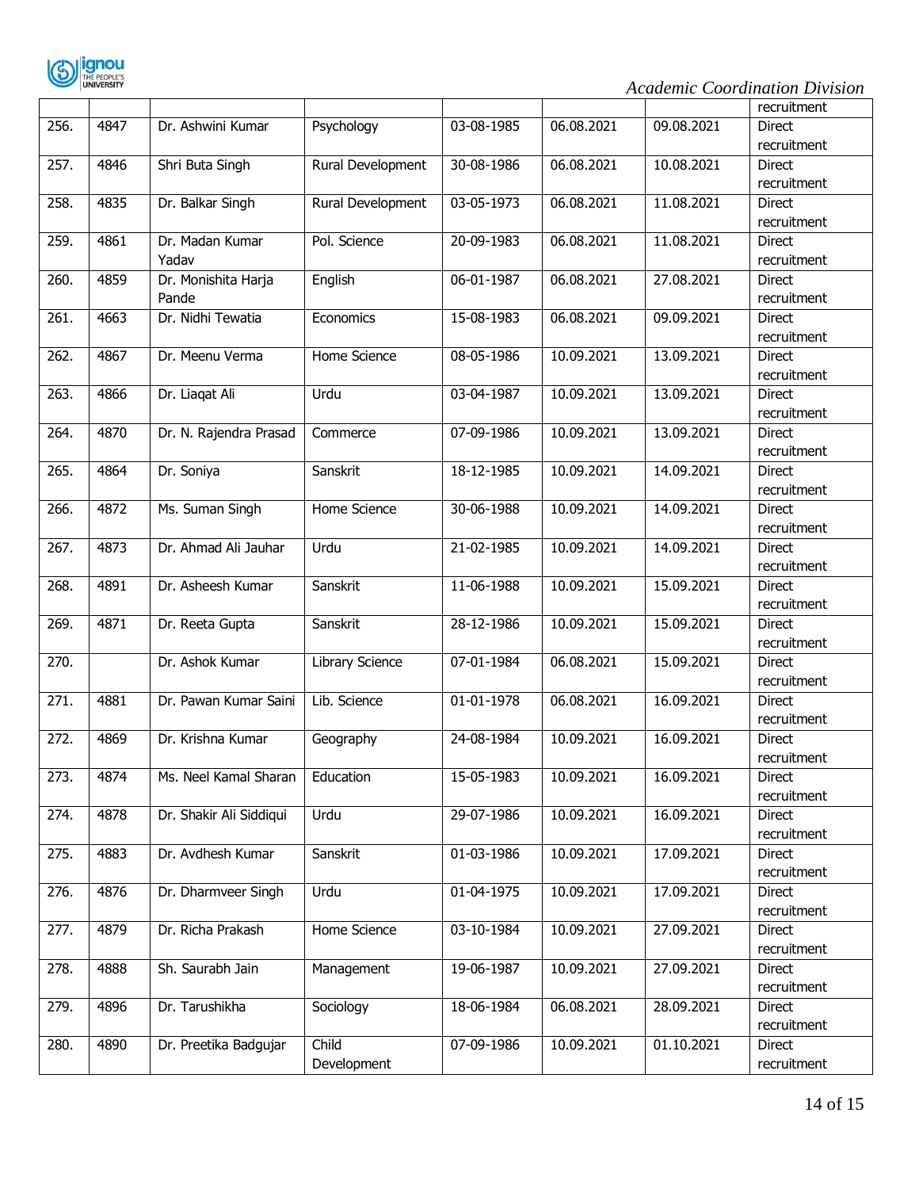| | | | | | | | recruitment |
|---|---|---|---|---|---|---|---|
| 256. | 4847 | Dr. Ashwini Kumar | Psychology | 03-08-1985 | 06.08.2021 | 09.08.2021 | Direct recruitment |
| 257. | 4846 | Shri Buta Singh | Rural Development | 30-08-1986 | 06.08.2021 | 10.08.2021 | Direct recruitment |
| 258. | 4835 | Dr. Balkar Singh | Rural Development | 03-05-1973 | 06.08.2021 | 11.08.2021 | Direct recruitment |
| 259. | 4861 | Dr. Madan Kumar Yadav | Pol. Science | 20-09-1983 | 06.08.2021 | 11.08.2021 | Direct recruitment |
| 260. | 4859 | Dr. Monishita Harja Pande | English | 06-01-1987 | 06.08.2021 | 27.08.2021 | Direct recruitment |
| 261. | 4663 | Dr. Nidhi Tewatia | Economics | 15-08-1983 | 06.08.2021 | 09.09.2021 | Direct recruitment |
| 262. | 4867 | Dr. Meenu Verma | Home Science | 08-05-1986 | 10.09.2021 | 13.09.2021 | Direct recruitment |
| 263. | 4866 | Dr. Liaqat Ali | Urdu | 03-04-1987 | 10.09.2021 | 13.09.2021 | Direct recruitment |
| 264. | 4870 | Dr. N. Rajendra Prasad | Commerce | 07-09-1986 | 10.09.2021 | 13.09.2021 | Direct recruitment |
| 265. | 4864 | Dr. Soniya | Sanskrit | 18-12-1985 | 10.09.2021 | 14.09.2021 | Direct recruitment |
| 266. | 4872 | Ms. Suman Singh | Home Science | 30-06-1988 | 10.09.2021 | 14.09.2021 | Direct recruitment |
| 267. | 4873 | Dr. Ahmad Ali Jauhar | Urdu | 21-02-1985 | 10.09.2021 | 14.09.2021 | Direct recruitment |
| 268. | 4891 | Dr. Asheesh Kumar | Sanskrit | 11-06-1988 | 10.09.2021 | 15.09.2021 | Direct recruitment |
| 269. | 4871 | Dr. Reeta Gupta | Sanskrit | 28-12-1986 | 10.09.2021 | 15.09.2021 | Direct recruitment |
| 270. | | Dr. Ashok Kumar | Library Science | 07-01-1984 | 06.08.2021 | 15.09.2021 | Direct recruitment |
| 271. | 4881 | Dr. Pawan Kumar Saini | Lib. Science | 01-01-1978 | 06.08.2021 | 16.09.2021 | Direct recruitment |
| 272. | 4869 | Dr. Krishna Kumar | Geography | 24-08-1984 | 10.09.2021 | 16.09.2021 | Direct recruitment |
| 273. | 4874 | Ms. Neel Kamal Sharan | Education | 15-05-1983 | 10.09.2021 | 16.09.2021 | Direct recruitment |
| 274. | 4878 | Dr. Shakir Ali Siddiqui | Urdu | 29-07-1986 | 10.09.2021 | 16.09.2021 | Direct recruitment |
| 275. | 4883 | Dr. Avdhesh Kumar | Sanskrit | 01-03-1986 | 10.09.2021 | 17.09.2021 | Direct recruitment |
| 276. | 4876 | Dr. Dharmveer Singh | Urdu | 01-04-1975 | 10.09.2021 | 17.09.2021 | Direct recruitment |
| 277. | 4879 | Dr. Richa Prakash | Home Science | 03-10-1984 | 10.09.2021 | 27.09.2021 | Direct recruitment |
| 278. | 4888 | Sh. Saurabh Jain | Management | 19-06-1987 | 10.09.2021 | 27.09.2021 | Direct recruitment |
| 279. | 4896 | Dr. Tarushikha | Sociology | 18-06-1984 | 06.08.2021 | 28.09.2021 | Direct recruitment |
| 280. | 4890 | Dr. Preetika Badgujar | Child Development | 07-09-1986 | 10.09.2021 | 01.10.2021 | Direct recruitment |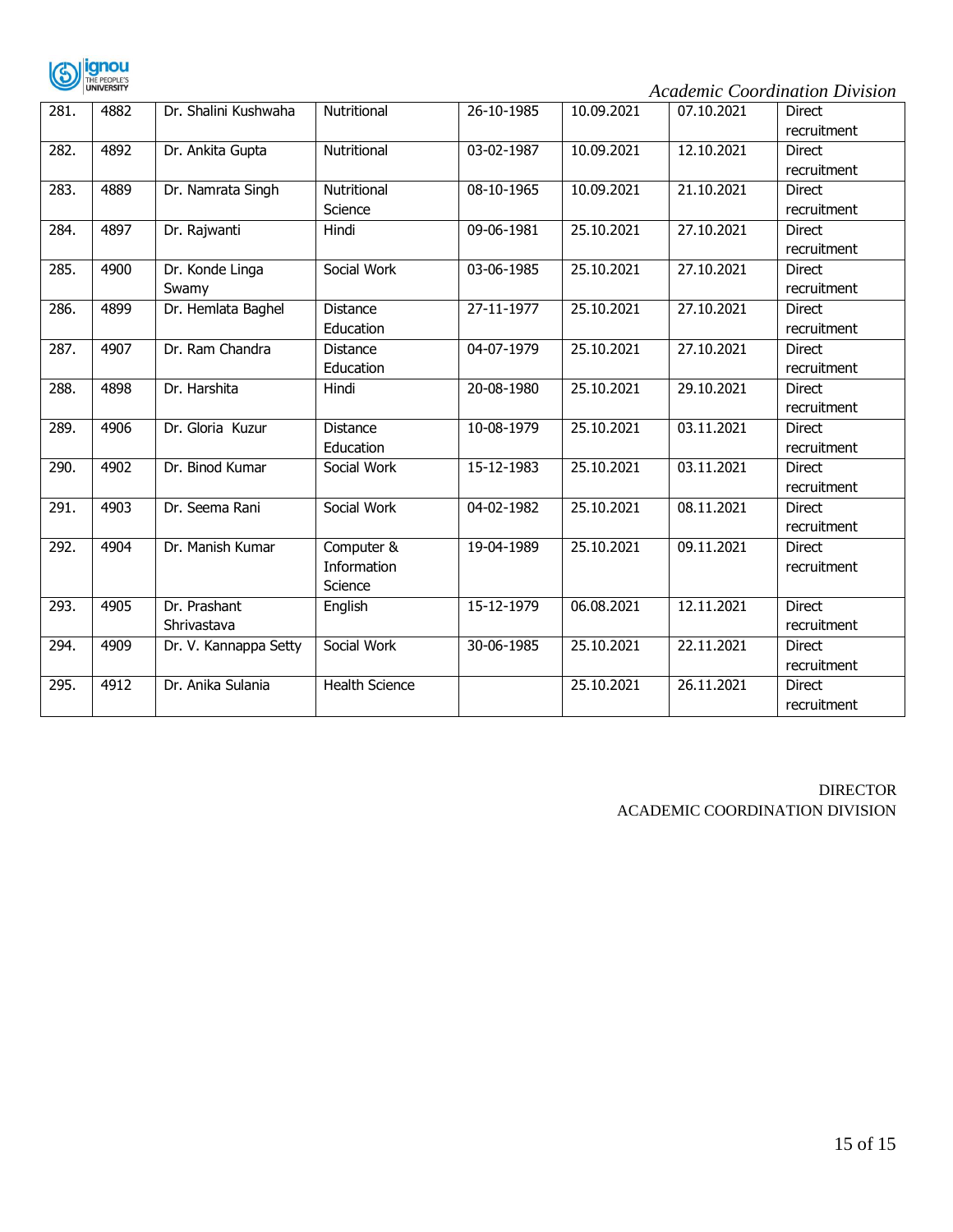| | | | | | | | |
|---|---|---|---|---|---|---|---|
| 281. | 4882 | Dr. Shalini Kushwaha | Nutritional | 26-10-1985 | 10.09.2021 | 07.10.2021 | Direct recruitment |
| 282. | 4892 | Dr. Ankita Gupta | Nutritional | 03-02-1987 | 10.09.2021 | 12.10.2021 | Direct recruitment |
| 283. | 4889 | Dr. Namrata Singh | Nutritional Science | 08-10-1965 | 10.09.2021 | 21.10.2021 | Direct recruitment |
| 284. | 4897 | Dr. Rajwanti | Hindi | 09-06-1981 | 25.10.2021 | 27.10.2021 | Direct recruitment |
| 285. | 4900 | Dr. Konde Linga Swamy | Social Work | 03-06-1985 | 25.10.2021 | 27.10.2021 | Direct recruitment |
| 286. | 4899 | Dr. Hemlata Baghel | Distance Education | 27-11-1977 | 25.10.2021 | 27.10.2021 | Direct recruitment |
| 287. | 4907 | Dr. Ram Chandra | Distance Education | 04-07-1979 | 25.10.2021 | 27.10.2021 | Direct recruitment |
| 288. | 4898 | Dr. Harshita | Hindi | 20-08-1980 | 25.10.2021 | 29.10.2021 | Direct recruitment |
| 289. | 4906 | Dr. Gloria Kuzur | Distance Education | 10-08-1979 | 25.10.2021 | 03.11.2021 | Direct recruitment |
| 290. | 4902 | Dr. Binod Kumar | Social Work | 15-12-1983 | 25.10.2021 | 03.11.2021 | Direct recruitment |
| 291. | 4903 | Dr. Seema Rani | Social Work | 04-02-1982 | 25.10.2021 | 08.11.2021 | Direct recruitment |
| 292. | 4904 | Dr. Manish Kumar | Computer & Information Science | 19-04-1989 | 25.10.2021 | 09.11.2021 | Direct recruitment |
| 293. | 4905 | Dr. Prashant Shrivastava | English | 15-12-1979 | 06.08.2021 | 12.11.2021 | Direct recruitment |
| 294. | 4909 | Dr. V. Kannappa Setty | Social Work | 30-06-1985 | 25.10.2021 | 22.11.2021 | Direct recruitment |
| 295. | 4912 | Dr. Anika Sulania | Health Science | | 25.10.2021 | 26.11.2021 | Direct recruitment |

DIRECTOR
ACADEMIC COORDINATION DIVISION